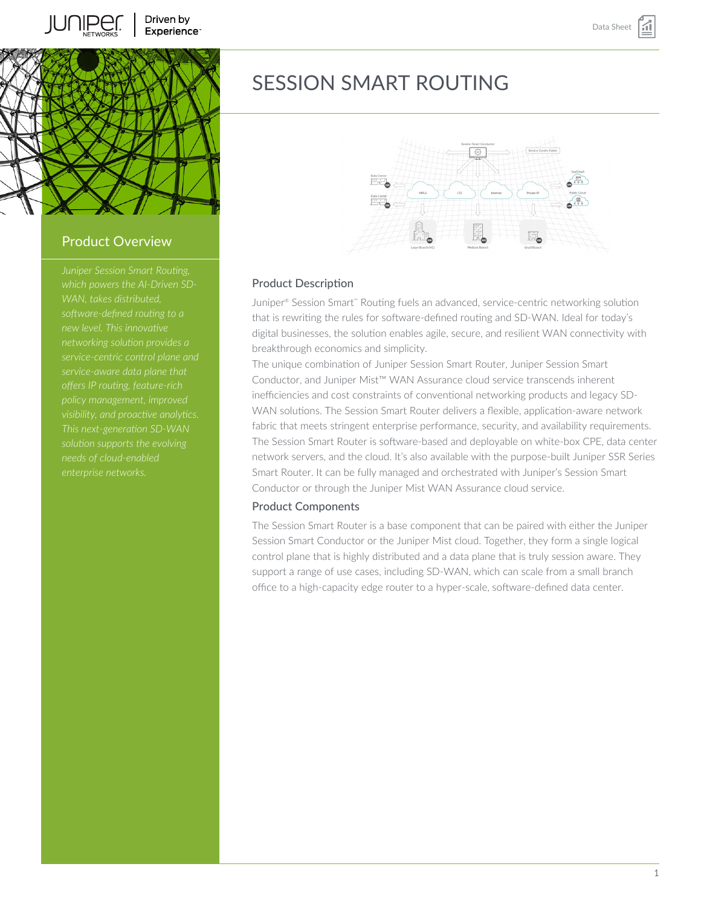# SESSION SMART ROUTING

## Product Overview

*Juniper Session Smart Routing, which powers the AI-Driven SD-WAN, takes distributed, software-defined routing to a new level. This innovative networking solution provides a service-centric control plane and service-aware data plane that offers IP routing, feature-rich policy management, improved visibility, and proactive analytics. This next-generation SD-WAN solution supports the evolving needs of cloud-enabled enterprise networks.*

## Product Description

Juniper® Session Smart™ Routing fuels an advanced, service-centric networking solution that is rewriting the rules for software-defined routing and SD-WAN. Ideal for today's digital businesses, the solution enables agile, secure, and resilient WAN connectivity with breakthrough economics and simplicity.

The unique combination of Juniper Session Smart Router, Juniper Session Smart Conductor, and Juniper Mist™ WAN Assurance cloud service transcends inherent inefficiencies and cost constraints of conventional networking products and legacy SD-WAN solutions. The Session Smart Router delivers a flexible, application-aware network fabric that meets stringent enterprise performance, security, and availability requirements. The Session Smart Router is software-based and deployable on white-box CPE, data center network servers, and the cloud. It's also available with the purpose-built Juniper SSR Series Smart Router. It can be fully managed and orchestrated with Juniper's Session Smart Conductor or through the Juniper Mist WAN Assurance cloud service.

## Product Components

The Session Smart Router is a base component that can be paired with either the Juniper Session Smart Conductor or the Juniper Mist cloud. Together, they form a single logical control plane that is highly distributed and a data plane that is truly session aware. They support a range of use cases, including SD-WAN, which can scale from a small branch office to a high-capacity edge router to a hyper-scale, software-defined data center.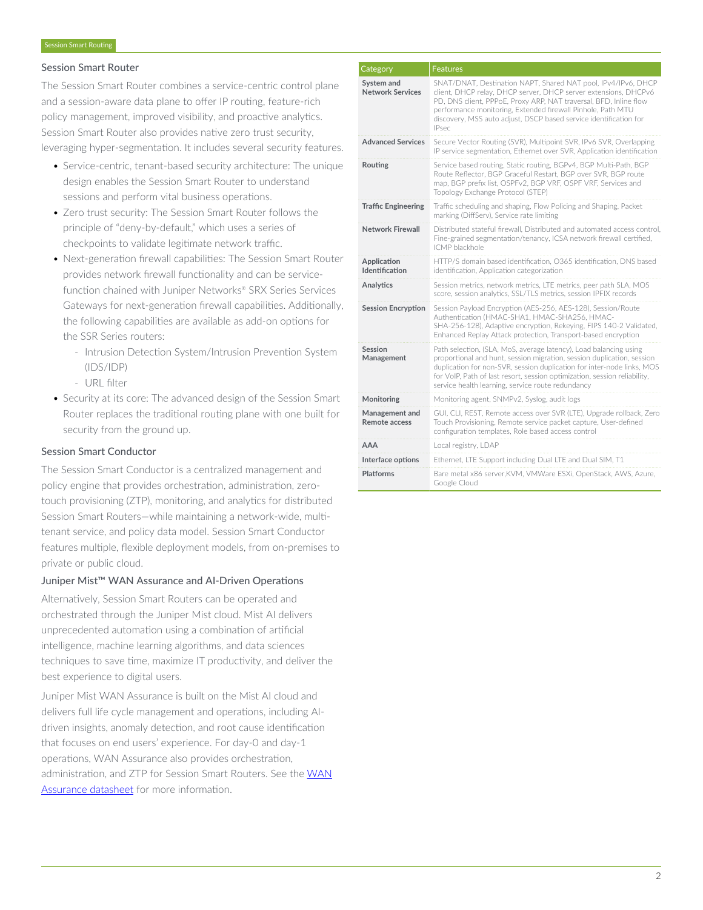## Session Smart Router

The Session Smart Router combines a service-centric control plane and a session-aware data plane to offer IP routing, feature-rich policy management, improved visibility, and proactive analytics. Session Smart Router also provides native zero trust security, leveraging hyper-segmentation. It includes several security features.

- Service-centric, tenant-based security architecture: The unique design enables the Session Smart Router to understand sessions and perform vital business operations.
- Zero trust security: The Session Smart Router follows the principle of "deny-by-default," which uses a series of checkpoints to validate legitimate network traffic.
- Next-generation firewall capabilities: The Session Smart Router provides network firewall functionality and can be service-function chained with Juniper Networks® SRX Series Services Gateways for next-generation firewall capabilities. Additionally, the following capabilities are available as add-on options for the SSR Series routers:
  - Intrusion Detection System/Intrusion Prevention System (IDS/IDP)
  - URL filter
- Security at its core: The advanced design of the Session Smart Router replaces the traditional routing plane with one built for security from the ground up.

## Session Smart Conductor

The Session Smart Conductor is a centralized management and policy engine that provides orchestration, administration, zero-touch provisioning (ZTP), monitoring, and analytics for distributed Session Smart Routers—while maintaining a network-wide, multi-tenant service, and policy data model. Session Smart Conductor features multiple, flexible deployment models, from on-premises to private or public cloud.

## Juniper Mist™ WAN Assurance and AI-Driven Operations

Alternatively, Session Smart Routers can be operated and orchestrated through the Juniper Mist cloud. Mist AI delivers unprecedented automation using a combination of artificial intelligence, machine learning algorithms, and data sciences techniques to save time, maximize IT productivity, and deliver the best experience to digital users.

Juniper Mist WAN Assurance is built on the Mist AI cloud and delivers full life cycle management and operations, including AI-driven insights, anomaly detection, and root cause identification that focuses on end users' experience. For day-0 and day-1 operations, WAN Assurance also provides orchestration, administration, and ZTP for Session Smart Routers. See the [WAN Assurance datasheet] for more information.

| Category | Features |
|---|---|
| **System and Network Services** | SNAT/DNAT, Destination NAPT, Shared NAT pool, IPv4/IPv6, DHCP client, DHCP relay, DHCP server, DHCP server extensions, DHCPv6 PD, DNS client, PPPoE, Proxy ARP, NAT traversal, BFD, Inline flow performance monitoring, Extended firewall Pinhole, Path MTU discovery, MSS auto adjust, DSCP based service identification for IPsec |
| **Advanced Services** | Secure Vector Routing (SVR), Multipoint SVR, IPv6 SVR, Overlapping IP service segmentation, Ethernet over SVR, Application identification |
| **Routing** | Service based routing, Static routing, BGPv4, BGP Multi-Path, BGP Route Reflector, BGP Graceful Restart, BGP over SVR, BGP route map, BGP prefix list, OSPFv2, BGP VRF, OSPF VRF, Services and Topology Exchange Protocol (STEP) |
| **Traffic Engineering** | Traffic scheduling and shaping, Flow Policing and Shaping, Packet marking (DiffServ), Service rate limiting |
| **Network Firewall** | Distributed stateful firewall, Distributed and automated access control, Fine-grained segmentation/tenancy, ICSA network firewall certified, ICMP blackhole |
| **Application Identification** | HTTP/S domain based identification, O365 identification, DNS based identification, Application categorization |
| **Analytics** | Session metrics, network metrics, LTE metrics, peer path SLA, MOS score, session analytics, SSL/TLS metrics, session IPFIX records |
| **Session Encryption** | Session Payload Encryption (AES-256, AES-128), Session/Route Authentication (HMAC-SHA1, HMAC-SHA256, HMAC-SHA-256-128), Adaptive encryption, Rekeying, FIPS 140-2 Validated, Enhanced Replay Attack protection, Transport-based encryption |
| **Session Management** | Path selection, (SLA, MoS, average latency), Load balancing using proportional and hunt, session migration, session duplication, session duplication for non-SVR, session duplication for inter-node links, MOS for VoIP, Path of last resort, session optimization, session reliability, service health learning, service route redundancy |
| **Monitoring** | Monitoring agent, SNMPv2, Syslog, audit logs |
| **Management and Remote access** | GUI, CLI, REST, Remote access over SVR (LTE), Upgrade rollback, Zero Touch Provisioning, Remote service packet capture, User-defined configuration templates, Role based access control |
| **AAA** | Local registry, LDAP |
| **Interface options** | Ethernet, LTE Support including Dual LTE and Dual SIM, T1 |
| **Platforms** | Bare metal x86 server,KVM, VMWare ESXi, OpenStack, AWS, Azure, Google Cloud |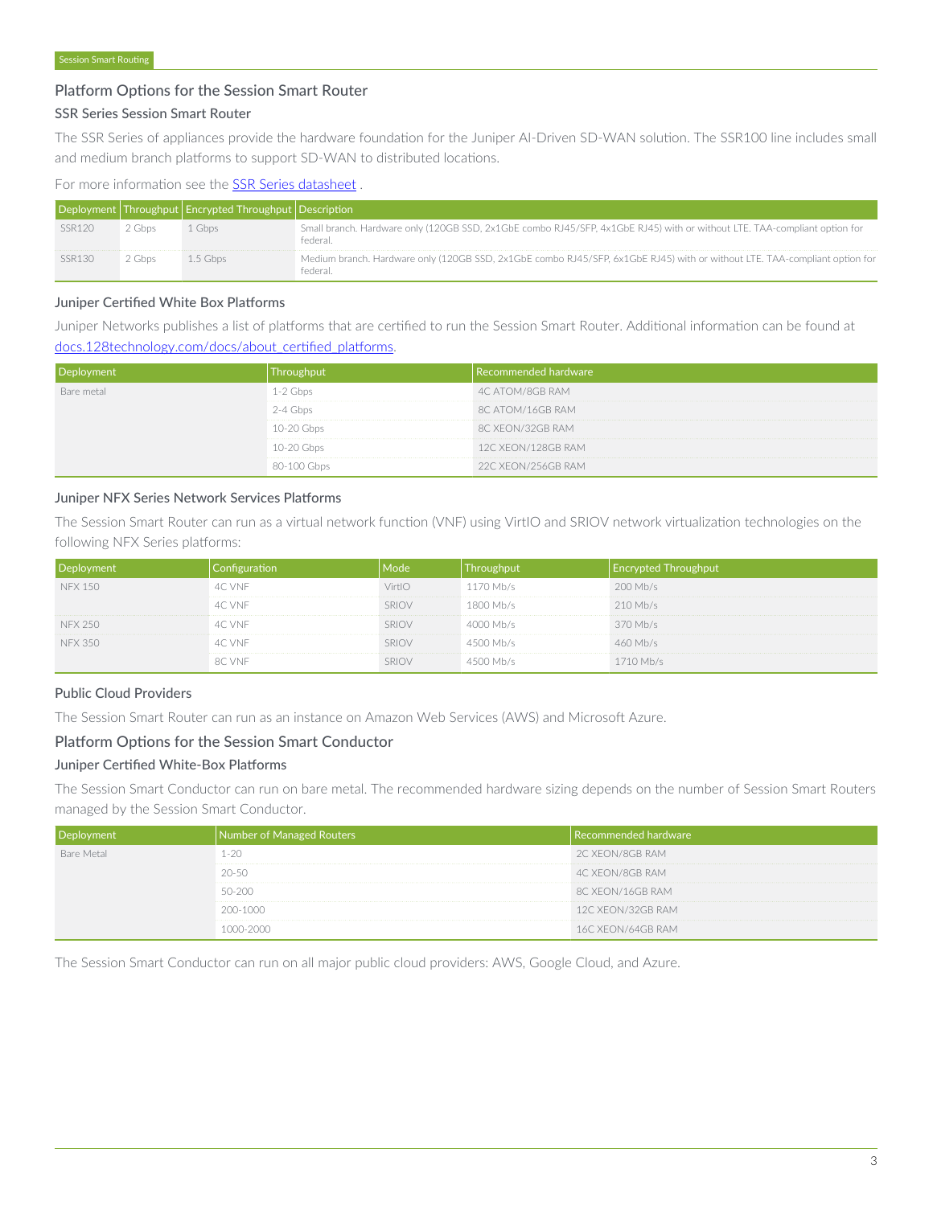## Platform Options for the Session Smart Router

### SSR Series Session Smart Router

The SSR Series of appliances provide the hardware foundation for the Juniper AI-Driven SD-WAN solution. The SSR100 line includes small and medium branch platforms to support SD-WAN to distributed locations.

For more information see the [SSR Series datasheet](#) .

| Deployment | Throughput | Encrypted Throughput | Description |
|---|---|---|---|
| SSR120 | 2 Gbps | 1 Gbps | Small branch. Hardware only (120GB SSD, 2x1GbE combo RJ45/SFP, 4x1GbE RJ45) with or without LTE. TAA-compliant option for federal. |
| SSR130 | 2 Gbps | 1.5 Gbps | Medium branch. Hardware only (120GB SSD, 2x1GbE combo RJ45/SFP, 6x1GbE RJ45) with or without LTE. TAA-compliant option for federal. |

### Juniper Certified White Box Platforms

Juniper Networks publishes a list of platforms that are certified to run the Session Smart Router. Additional information can be found at [docs.128technology.com/docs/about_certified_platforms](#).

| Deployment | Throughput | Recommended hardware |
|---|---|---|
| Bare metal | 1-2 Gbps | 4C ATOM/8GB RAM |
| | 2-4 Gbps | 8C ATOM/16GB RAM |
| | 10-20 Gbps | 8C XEON/32GB RAM |
| | 10-20 Gbps | 12C XEON/128GB RAM |
| | 80-100 Gbps | 22C XEON/256GB RAM |

### Juniper NFX Series Network Services Platforms

The Session Smart Router can run as a virtual network function (VNF) using VirtIO and SRIOV network virtualization technologies on the following NFX Series platforms:

| Deployment | Configuration | Mode | Throughput | Encrypted Throughput |
|---|---|---|---|---|
| NFX 150 | 4C VNF | VirtIO | 1170 Mb/s | 200 Mb/s |
| | 4C VNF | SRIOV | 1800 Mb/s | 210 Mb/s |
| NFX 250 | 4C VNF | SRIOV | 4000 Mb/s | 370 Mb/s |
| NFX 350 | 4C VNF | SRIOV | 4500 Mb/s | 460 Mb/s |
| | 8C VNF | SRIOV | 4500 Mb/s | 1710 Mb/s |

### Public Cloud Providers

The Session Smart Router can run as an instance on Amazon Web Services (AWS) and Microsoft Azure.

## Platform Options for the Session Smart Conductor

### Juniper Certified White-Box Platforms

The Session Smart Conductor can run on bare metal. The recommended hardware sizing depends on the number of Session Smart Routers managed by the Session Smart Conductor.

| Deployment | Number of Managed Routers | Recommended hardware |
|---|---|---|
| Bare Metal | 1-20 | 2C XEON/8GB RAM |
| | 20-50 | 4C XEON/8GB RAM |
| | 50-200 | 8C XEON/16GB RAM |
| | 200-1000 | 12C XEON/32GB RAM |
| | 1000-2000 | 16C XEON/64GB RAM |

The Session Smart Conductor can run on all major public cloud providers: AWS, Google Cloud, and Azure.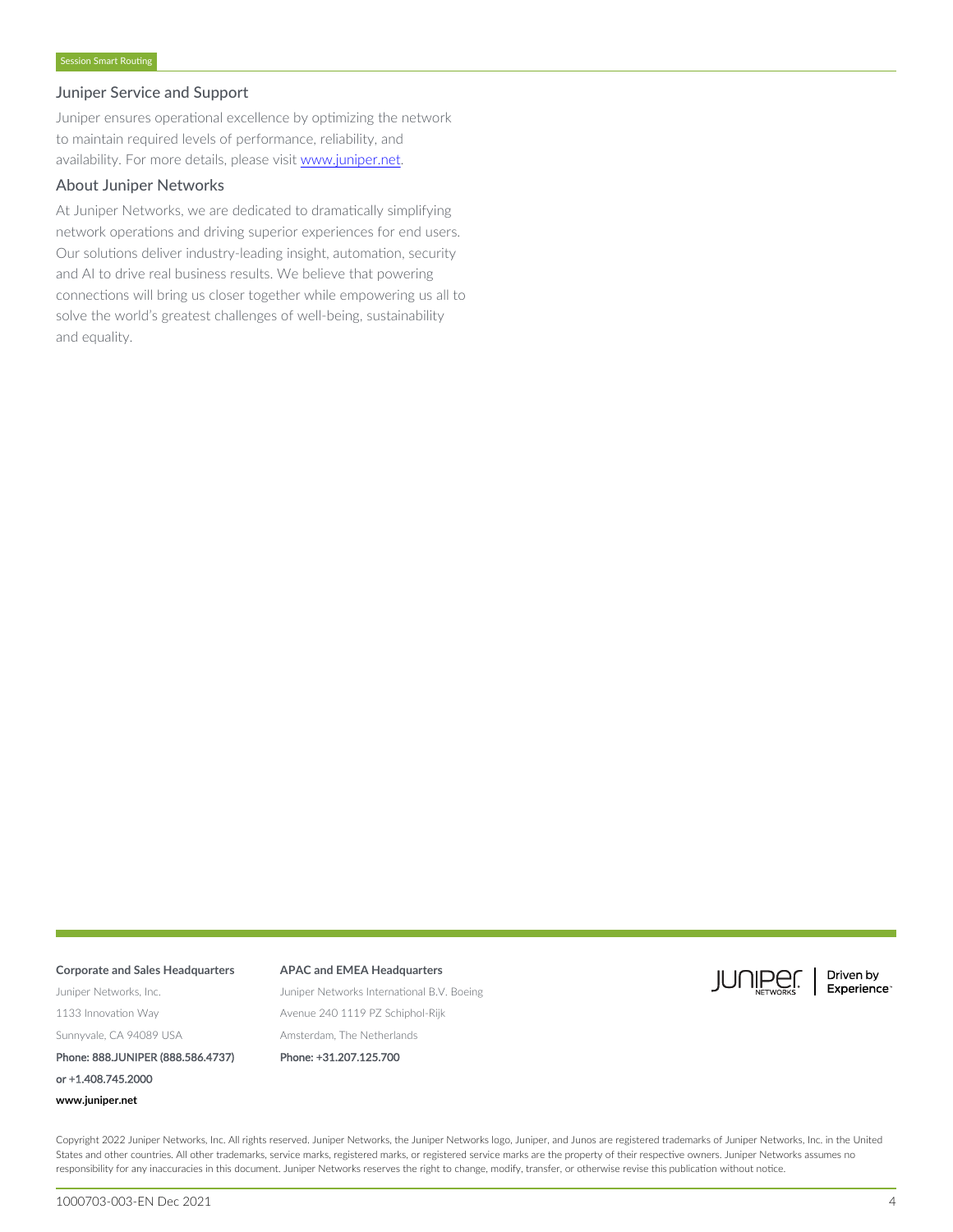## Juniper Service and Support

Juniper ensures operational excellence by optimizing the network to maintain required levels of performance, reliability, and availability. For more details, please visit [www.juniper.net](http://www.juniper.net).

## About Juniper Networks

At Juniper Networks, we are dedicated to dramatically simplifying network operations and driving superior experiences for end users. Our solutions deliver industry-leading insight, automation, security and AI to drive real business results. We believe that powering connections will bring us closer together while empowering us all to solve the world's greatest challenges of well-being, sustainability and equality.

**Corporate and Sales Headquarters**

Juniper Networks, Inc.

1133 Innovation Way

Sunnyvale, CA 94089 USA

**Phone: 888.JUNIPER (888.586.4737)**

**or +1.408.745.2000**

**www.juniper.net**

**APAC and EMEA Headquarters**

Juniper Networks International B.V. Boeing

Avenue 240 1119 PZ Schiphol-Rijk

Amsterdam, The Netherlands

**Phone: +31.207.125.700**

Juniper Networks | Driven by Experience

Copyright 2022 Juniper Networks, Inc. All rights reserved. Juniper Networks, the Juniper Networks logo, Juniper, and Junos are registered trademarks of Juniper Networks, Inc. in the United States and other countries. All other trademarks, service marks, registered marks, or registered service marks are the property of their respective owners. Juniper Networks assumes no responsibility for any inaccuracies in this document. Juniper Networks reserves the right to change, modify, transfer, or otherwise revise this publication without notice.

1000703-003-EN Dec 2021